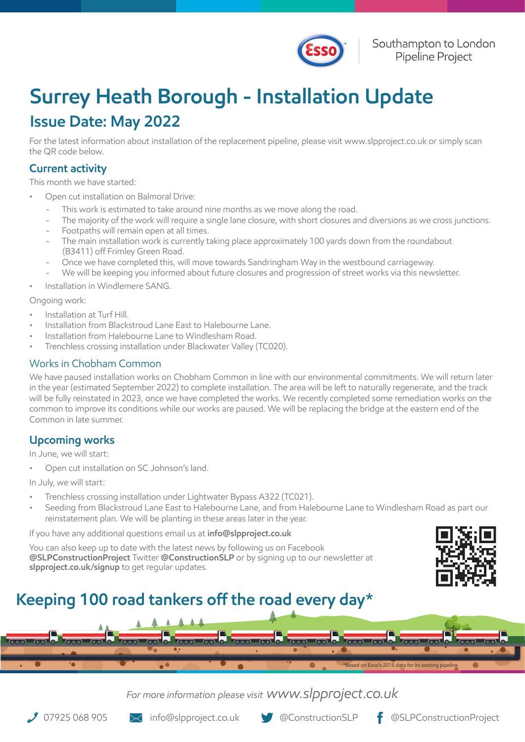Southampton to London Pipeline Project

# Surrey Heath Borough - Installation Update

## Issue Date: May 2022

For the latest information about installation of the replacement pipeline, please visit www.slpproject.co.uk or simply scan the QR code below.

### Current activity

This month we have started:

- Open cut installation on Balmoral Drive:
  - This work is estimated to take around nine months as we move along the road.
  - The majority of the work will require a single lane closure, with short closures and diversions as we cross junctions.
  - Footpaths will remain open at all times.
  - The main installation work is currently taking place approximately 100 yards down from the roundabout (B3411) off Frimley Green Road.
  - Once we have completed this, will move towards Sandringham Way in the westbound carriageway.
  - We will be keeping you informed about future closures and progression of street works via this newsletter.
- Installation in Windlemere SANG.

Ongoing work:

- Installation at Turf Hill.
- Installation from Blackstroud Lane East to Halebourne Lane.
- Installation from Halebourne Lane to Windlesham Road.
- Trenchless crossing installation under Blackwater Valley (TC020).

### Works in Chobham Common

We have paused installation works on Chobham Common in line with our environmental commitments. We will return later in the year (estimated September 2022) to complete installation. The area will be left to naturally regenerate, and the track will be fully reinstated in 2023, once we have completed the works. We recently completed some remediation works on the common to improve its conditions while our works are paused. We will be replacing the bridge at the eastern end of the Common in late summer.

### Upcoming works

In June, we will start:

- Open cut installation on SC Johnson's land.

In July, we will start:

- Trenchless crossing installation under Lightwater Bypass A322 (TC021).
- Seeding from Blackstroud Lane East to Halebourne Lane, and from Halebourne Lane to Windlesham Road as part our reinstatement plan. We will be planting in these areas later in the year.

If you have any additional questions email us at **info@slpproject.co.uk**

You can also keep up to date with the latest news by following us on Facebook **@SLPConstructionProject** Twitter **@ConstructionSLP** or by signing up to our newsletter at **slpproject.co.uk/signup** to get regular updates.

## Keeping 100 road tankers off the road every day*

*Based on Esso's 2015 data for its existing pipeline

*For more information please visit www.slpproject.co.uk*

07925 068 905 | info@slpproject.co.uk | @ConstructionSLP | @SLPConstructionProject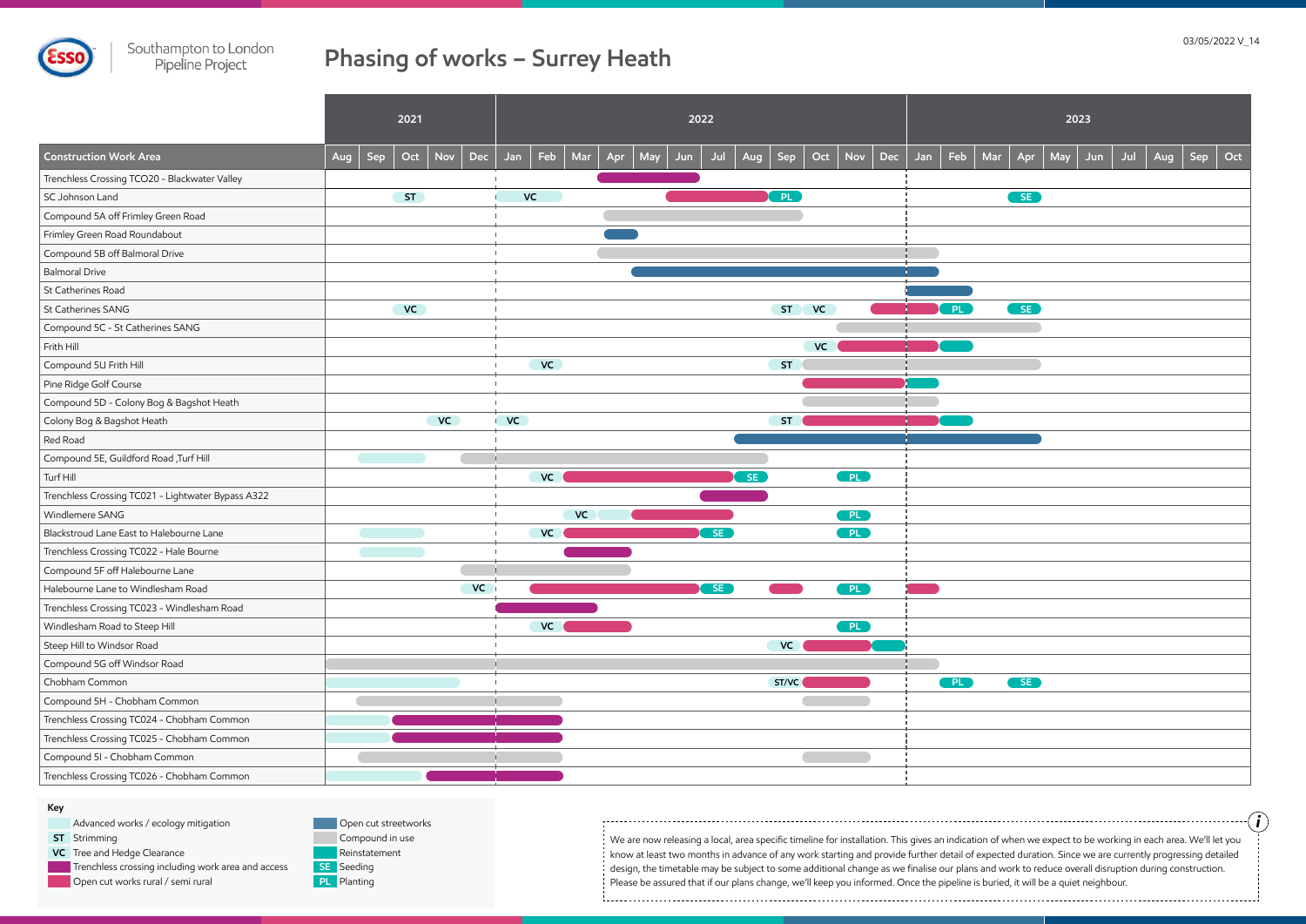Southampton to London Pipeline Project

# Phasing of works – Surrey Heath

03/05/2022 V_14

| Construction Work Area | 2021 Aug | Sep | Oct | Nov | Dec | 2022 Jan | Feb | Mar | Apr | May | Jun | Jul | Aug | Sep | Oct | Nov | Dec | 2023 Jan | Feb | Mar | Apr | May | Jun | Jul | Aug | Sep | Oct |
|---|---|---|---|---|---|---|---|---|---|---|---|---|---|---|---|---|---|---|---|---|---|---|---|---|---|---|---|
| Trenchless Crossing TCO20 - Blackwater Valley | | | | | | | | | | | | | | | | | | | | | | | | | | | |
| SC Johnson Land | | | ST | | | VC | | | | | | | | PL | | | | | | | SE | | | | | | |
| Compound 5A off Frimley Green Road | | | | | | | | | | | | | | | | | | | | | | | | | | | |
| Frimley Green Road Roundabout | | | | | | | | | | | | | | | | | | | | | | | | | | | |
| Compound 5B off Balmoral Drive | | | | | | | | | | | | | | | | | | | | | | | | | | | |
| Balmoral Drive | | | | | | | | | | | | | | | | | | | | | | | | | | | |
| St Catherines Road | | | | | | | | | | | | | | | | | | | | | | | | | | | |
| St Catherines SANG | | | VC | | | | | | | | | | | ST | VC | | | | PL | | SE | | | | | | |
| Compound 5C - St Catherines SANG | | | | | | | | | | | | | | | | | | | | | | | | | | | |
| Frith Hill | | | | | | | | | | | | | | | VC | | | | | | | | | | | | |
| Compound 5U Frith Hill | | | | | | | VC | | | | | | | ST | | | | | | | | | | | | | |
| Pine Ridge Golf Course | | | | | | | | | | | | | | | | | | | | | | | | | | | |
| Compound 5D - Colony Bog & Bagshot Heath | | | | | | | | | | | | | | | | | | | | | | | | | | | |
| Colony Bog & Bagshot Heath | | | | VC | | VC | | | | | | | | ST | | | | | | | | | | | | | |
| Red Road | | | | | | | | | | | | | | | | | | | | | | | | | | | |
| Compound 5E, Guildford Road ,Turf Hill | | | | | | | | | | | | | | | | | | | | | | | | | | | |
| Turf Hill | | | | | | | VC | | | | | | SE | | | PL | | | | | | | | | | | |
| Trenchless Crossing TC021 - Lightwater Bypass A322 | | | | | | | | | | | | | | | | | | | | | | | | | | | |
| Windlemere SANG | | | | | | | | VC | | | | | | | | PL | | | | | | | | | | | |
| Blackstroud Lane East to Halebourne Lane | | | | | | | VC | | | | | SE | | | | PL | | | | | | | | | | | |
| Trenchless Crossing TC022 - Hale Bourne | | | | | | | | | | | | | | | | | | | | | | | | | | | |
| Compound 5F off Halebourne Lane | | | | | | | | | | | | | | | | | | | | | | | | | | | |
| Halebourne Lane to Windlesham Road | | | | | VC | | | | | | | SE | | | | PL | | | | | | | | | | | |
| Trenchless Crossing TC023 - Windlesham Road | | | | | | | | | | | | | | | | | | | | | | | | | | | |
| Windlesham Road to Steep Hill | | | | | | | VC | | | | | | | | | PL | | | | | | | | | | | |
| Steep Hill to Windsor Road | | | | | | | | | | | | | | VC | | | | | | | | | | | | | |
| Compound 5G off Windsor Road | | | | | | | | | | | | | | | | | | | | | | | | | | | |
| Chobham Common | | | | | | | | | | | | | | ST/VC | | | | | PL | | SE | | | | | | |
| Compound 5H - Chobham Common | | | | | | | | | | | | | | | | | | | | | | | | | | | |
| Trenchless Crossing TC024 - Chobham Common | | | | | | | | | | | | | | | | | | | | | | | | | | | |
| Trenchless Crossing TC025 - Chobham Common | | | | | | | | | | | | | | | | | | | | | | | | | | | |
| Compound 5I - Chobham Common | | | | | | | | | | | | | | | | | | | | | | | | | | | |
| Trenchless Crossing TC026 - Chobham Common | | | | | | | | | | | | | | | | | | | | | | | | | | | |

**Key**

- Advanced works / ecology mitigation
- ST Strimming
- VC Tree and Hedge Clearance
- Trenchless crossing including work area and access
- Open cut works rural / semi rural
- Open cut streetworks
- Compound in use
- Reinstatement
- SE Seeding
- PL Planting

We are now releasing a local, area specific timeline for installation. This gives an indication of when we expect to be working in each area. We'll let you know at least two months in advance of any work starting and provide further detail of expected duration. Since we are currently progressing detailed design, the timetable may be subject to some additional change as we finalise our plans and work to reduce overall disruption during construction. Please be assured that if our plans change, we'll keep you informed. Once the pipeline is buried, it will be a quiet neighbour.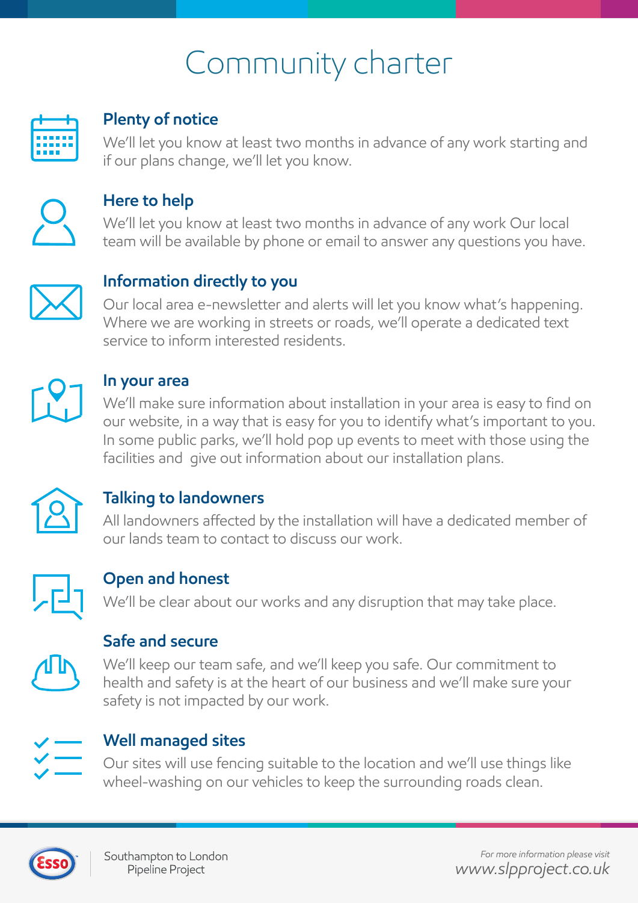# Community charter

## Plenty of notice

We'll let you know at least two months in advance of any work starting and if our plans change, we'll let you know.

## Here to help

We'll let you know at least two months in advance of any work Our local team will be available by phone or email to answer any questions you have.

## Information directly to you

Our local area e-newsletter and alerts will let you know what's happening. Where we are working in streets or roads, we'll operate a dedicated text service to inform interested residents.

## In your area

We'll make sure information about installation in your area is easy to find on our website, in a way that is easy for you to identify what's important to you. In some public parks, we'll hold pop up events to meet with those using the facilities and give out information about our installation plans.

## Talking to landowners

All landowners affected by the installation will have a dedicated member of our lands team to contact to discuss our work.

## Open and honest

We'll be clear about our works and any disruption that may take place.

## Safe and secure

We'll keep our team safe, and we'll keep you safe. Our commitment to health and safety is at the heart of our business and we'll make sure your safety is not impacted by our work.

## Well managed sites

Our sites will use fencing suitable to the location and we'll use things like wheel-washing on our vehicles to keep the surrounding roads clean.

Southampton to London Pipeline Project

*For more information please visit*
*www.slpproject.co.uk*